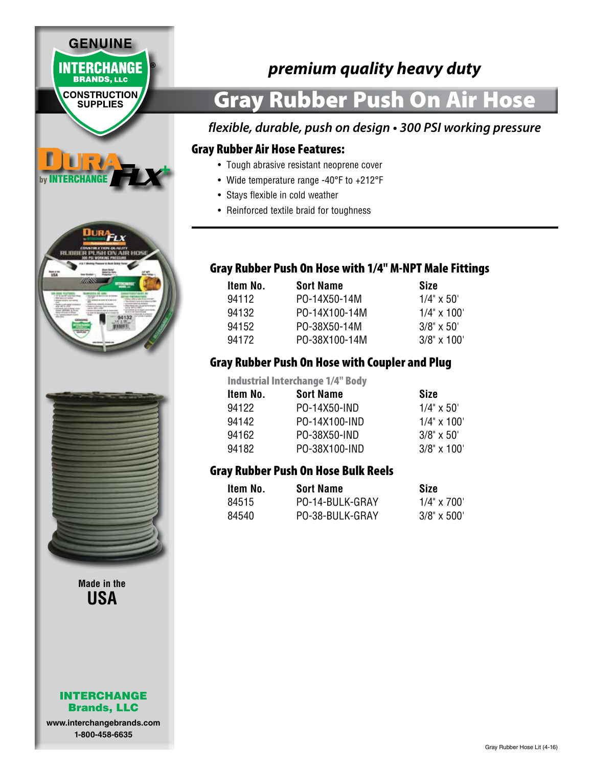GENUINE INTERCHANGE® BRANDS, LLC CONSTRUCTION SUPPLIES

DURA FLX+ by INTERCHANGE

*premium quality heavy duty*

# Gray Rubber Push On Air Hose

*flexible, durable, push on design • 300 PSI working pressure*

## Gray Rubber Air Hose Features:

- Tough abrasive resistant neoprene cover
- Wide temperature range -40°F to +212°F
- Stays flexible in cold weather
- Reinforced textile braid for toughness

### Gray Rubber Push On Hose with 1/4" M-NPT Male Fittings

| Item No. | Sort Name | Size |
|---|---|---|
| 94112 | PO-14X50-14M | 1/4" x 50' |
| 94132 | PO-14X100-14M | 1/4" x 100' |
| 94152 | PO-38X50-14M | 3/8" x 50' |
| 94172 | PO-38X100-14M | 3/8" x 100' |

### Gray Rubber Push On Hose with Coupler and Plug

Industrial Interchange 1/4" Body

| Item No. | Sort Name | Size |
|---|---|---|
| 94122 | PO-14X50-IND | 1/4" x 50' |
| 94142 | PO-14X100-IND | 1/4" x 100' |
| 94162 | PO-38X50-IND | 3/8" x 50' |
| 94182 | PO-38X100-IND | 3/8" x 100' |

### Gray Rubber Push On Hose Bulk Reels

| Item No. | Sort Name | Size |
|---|---|---|
| 84515 | PO-14-BULK-GRAY | 1/4" x 700' |
| 84540 | PO-38-BULK-GRAY | 3/8" x 500' |

Made in the **USA**

**INTERCHANGE Brands, LLC**
www.interchangebrands.com
1-800-458-6635

Gray Rubber Hose Lit (4-16)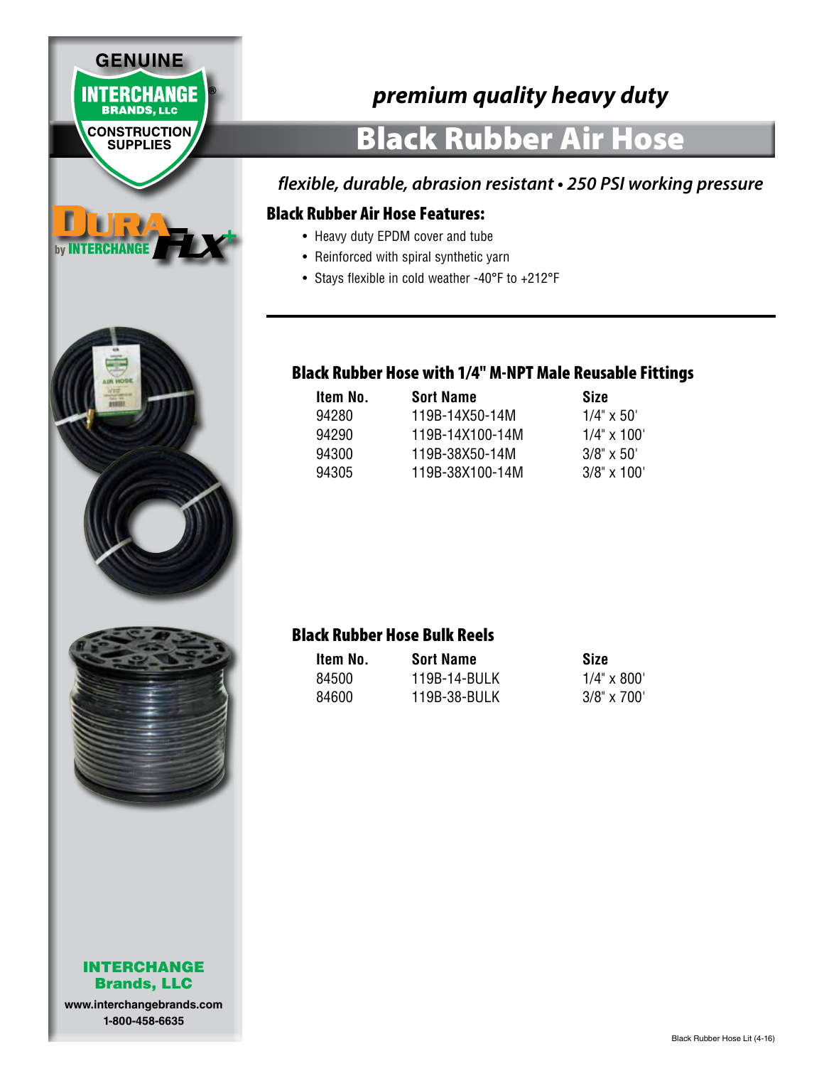GENUINE INTERCHANGE® BRANDS, LLC CONSTRUCTION SUPPLIES

DURA FLX+ by INTERCHANGE

*premium quality heavy duty*

# Black Rubber Air Hose

*flexible, durable, abrasion resistant • 250 PSI working pressure*

## Black Rubber Air Hose Features:

- Heavy duty EPDM cover and tube
- Reinforced with spiral synthetic yarn
- Stays flexible in cold weather -40°F to +212°F

### Black Rubber Hose with 1/4" M-NPT Male Reusable Fittings

| Item No. | Sort Name | Size |
|---|---|---|
| 94280 | 119B-14X50-14M | 1/4" x 50' |
| 94290 | 119B-14X100-14M | 1/4" x 100' |
| 94300 | 119B-38X50-14M | 3/8" x 50' |
| 94305 | 119B-38X100-14M | 3/8" x 100' |

### Black Rubber Hose Bulk Reels

| Item No. | Sort Name | Size |
|---|---|---|
| 84500 | 119B-14-BULK | 1/4" x 800' |
| 84600 | 119B-38-BULK | 3/8" x 700' |

**INTERCHANGE Brands, LLC**
www.interchangebrands.com
1-800-458-6635

Black Rubber Hose Lit (4-16)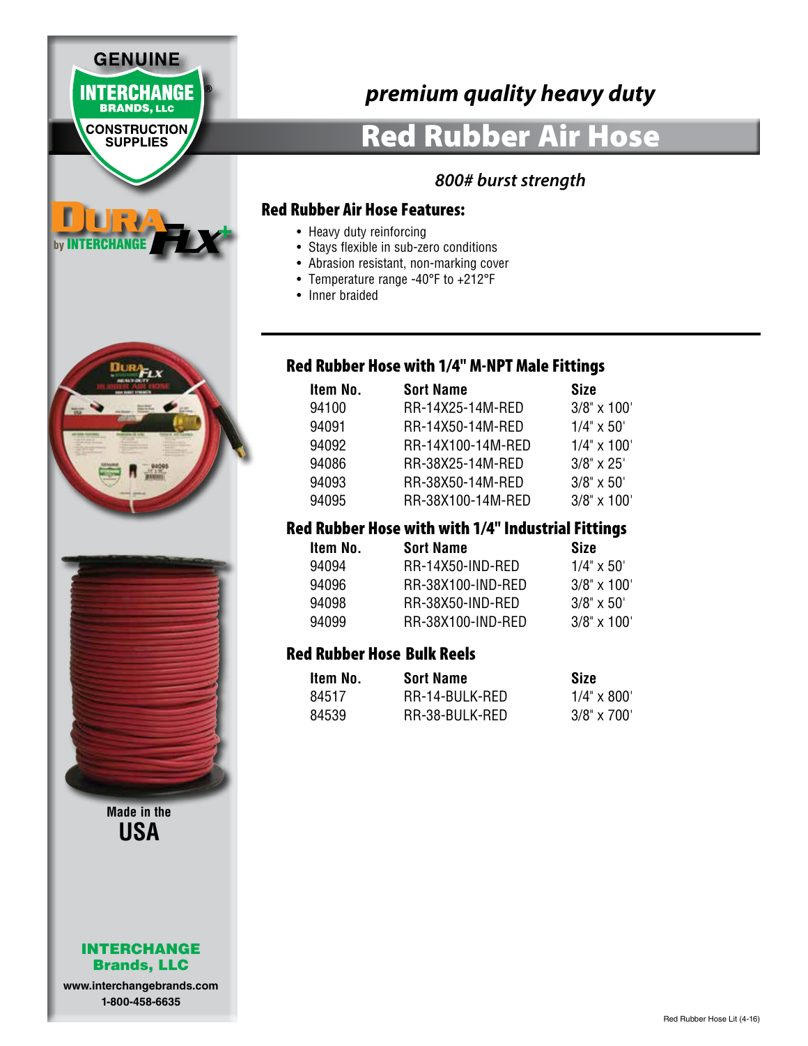GENUINE
INTERCHANGE®
BRANDS, LLC
CONSTRUCTION SUPPLIES

DURA FLX+
by INTERCHANGE

*premium quality heavy duty*

# Red Rubber Air Hose

*800# burst strength*

## Red Rubber Air Hose Features:

- Heavy duty reinforcing
- Stays flexible in sub-zero conditions
- Abrasion resistant, non-marking cover
- Temperature range -40°F to +212°F
- Inner braided

### Red Rubber Hose with 1/4" M-NPT Male Fittings

| Item No. | Sort Name | Size |
|---|---|---|
| 94100 | RR-14X25-14M-RED | 3/8" x 100' |
| 94091 | RR-14X50-14M-RED | 1/4" x 50' |
| 94092 | RR-14X100-14M-RED | 1/4" x 100' |
| 94086 | RR-38X25-14M-RED | 3/8" x 25' |
| 94093 | RR-38X50-14M-RED | 3/8" x 50' |
| 94095 | RR-38X100-14M-RED | 3/8" x 100' |

### Red Rubber Hose with with 1/4" Industrial Fittings

| Item No. | Sort Name | Size |
|---|---|---|
| 94094 | RR-14X50-IND-RED | 1/4" x 50' |
| 94096 | RR-38X100-IND-RED | 3/8" x 100' |
| 94098 | RR-38X50-IND-RED | 3/8" x 50' |
| 94099 | RR-38X100-IND-RED | 3/8" x 100' |

### Red Rubber Hose Bulk Reels

| Item No. | Sort Name | Size |
|---|---|---|
| 84517 | RR-14-BULK-RED | 1/4" x 800' |
| 84539 | RR-38-BULK-RED | 3/8" x 700' |

Made in the
**USA**

**INTERCHANGE Brands, LLC**
www.interchangebrands.com
1-800-458-6635

Red Rubber Hose Lit (4-16)